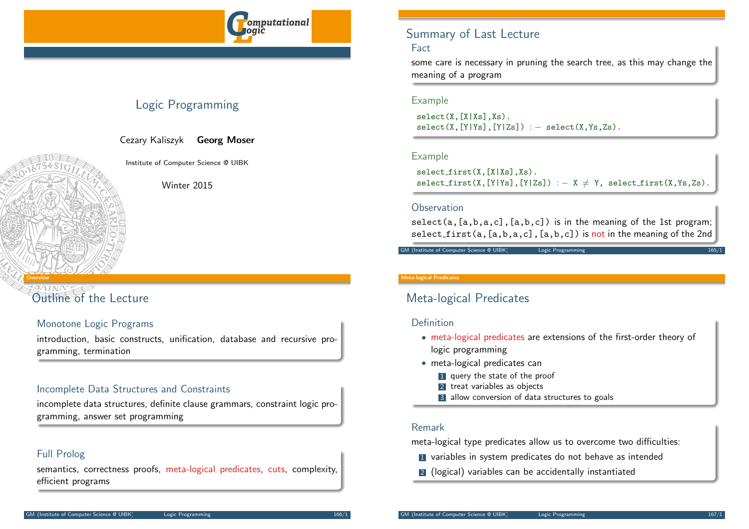# Logic Programming

Cezary Kaliszyk **Georg Moser**

Institute of Computer Science @ UIBK

Winter 2015

## Summary of Last Lecture

### Fact

some care is necessary in pruning the search tree, as this may change the meaning of a program

### Example

```
select(X,[X|Xs],Xs).
select(X,[Y|Ys],[Y|Zs]) :- select(X,Ys,Zs).
```

### Example

```
select_first(X,[X|Xs],Xs).
select_first(X,[Y|Ys],[Y|Zs]) :- X ≠ Y, select_first(X,Ys,Zs).
```

### Observation

`select(a,[a,b,a,c],[a,b,c])` is in the meaning of the 1st program; `select_first(a,[a,b,a,c],[a,b,c])` is not in the meaning of the 2nd

## Outline of the Lecture

### Monotone Logic Programs

introduction, basic constructs, unification, database and recursive programming, termination

### Incomplete Data Structures and Constraints

incomplete data structures, definite clause grammars, constraint logic programming, answer set programming

### Full Prolog

semantics, correctness proofs, meta-logical predicates, cuts, complexity, efficient programs

## Meta-logical Predicates

### Definition

- meta-logical predicates are extensions of the first-order theory of logic programming
- meta-logical predicates can
  1. query the state of the proof
  2. treat variables as objects
  3. allow conversion of data structures to goals

### Remark

meta-logical type predicates allow us to overcome two difficulties:

1. variables in system predicates do not behave as intended
2. (logical) variables can be accidentally instantiated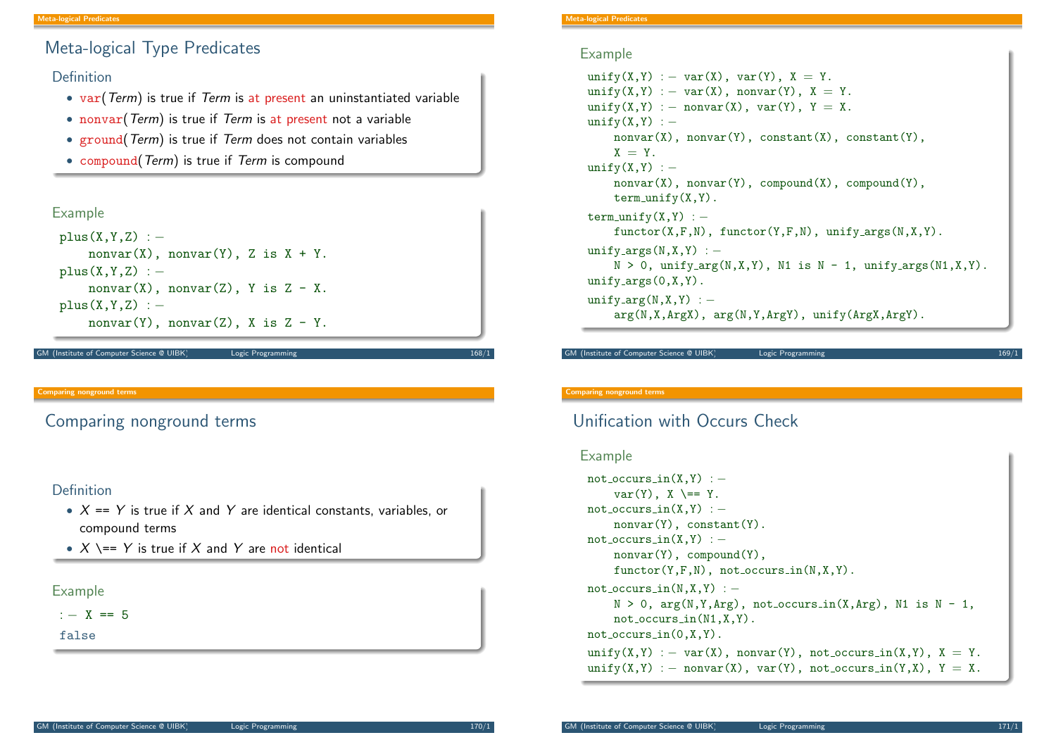## Meta-logical Type Predicates

### Definition

- var(*Term*) is true if *Term* is at present an uninstantiated variable
- nonvar(*Term*) is true if *Term* is at present not a variable
- ground(*Term*) is true if *Term* does not contain variables
- compound(*Term*) is true if *Term* is compound

### Example

```
plus(X,Y,Z) :-
    nonvar(X), nonvar(Y), Z is X + Y.
plus(X,Y,Z) :-
    nonvar(X), nonvar(Z), Y is Z - X.
plus(X,Y,Z) :-
    nonvar(Y), nonvar(Z), X is Z - Y.
```

### Example

```
unify(X,Y) :- var(X), var(Y), X = Y.
unify(X,Y) :- var(X), nonvar(Y), X = Y.
unify(X,Y) :- nonvar(X), var(Y), Y = X.
unify(X,Y) :-
    nonvar(X), nonvar(Y), constant(X), constant(Y),
    X = Y.
unify(X,Y) :-
    nonvar(X), nonvar(Y), compound(X), compound(Y),
    term_unify(X,Y).
term_unify(X,Y) :-
    functor(X,F,N), functor(Y,F,N), unify_args(N,X,Y).
unify_args(N,X,Y) :-
    N > 0, unify_arg(N,X,Y), N1 is N - 1, unify_args(N1,X,Y).
unify_args(0,X,Y).
unify_arg(N,X,Y) :-
    arg(N,X,ArgX), arg(N,Y,ArgY), unify(ArgX,ArgY).
```

## Comparing nonground terms

### Definition

- $X$ == $Y$ is true if $X$ and $Y$ are identical constants, variables, or compound terms
- $X$ \== $Y$ is true if $X$ and $Y$ are not identical

### Example

```
:- X == 5
false
```

## Unification with Occurs Check

### Example

```
not_occurs_in(X,Y) :-
    var(Y), X \== Y.
not_occurs_in(X,Y) :-
    nonvar(Y), constant(Y).
not_occurs_in(X,Y) :-
    nonvar(Y), compound(Y),
    functor(Y,F,N), not_occurs_in(N,X,Y).
not_occurs_in(N,X,Y) :-
    N > 0, arg(N,Y,Arg), not_occurs_in(X,Arg), N1 is N - 1,
    not_occurs_in(N1,X,Y).
not_occurs_in(0,X,Y).
unify(X,Y) :- var(X), nonvar(Y), not_occurs_in(X,Y), X = Y.
unify(X,Y) :- nonvar(X), var(Y), not_occurs_in(Y,X), Y = X.
```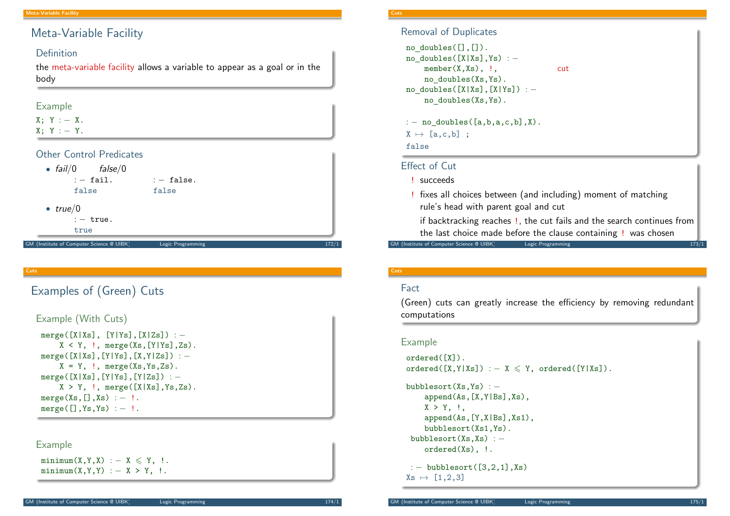# Meta-Variable Facility

### Definition

the meta-variable facility allows a variable to appear as a goal or in the body

### Example

```
X; Y :- X.
X; Y :- Y.
```

### Other Control Predicates

- *fail*/0 *false*/0

```
:- fail.        :- false.
false           false
```

- *true*/0

```
:- true.
true
```

### Removal of Duplicates

```
no_doubles([],[]).
no_doubles([X|Xs],Ys) :-
    member(X,Xs), !,            cut
    no_doubles(Xs,Ys).
no_doubles([X|Xs],[X|Ys]) :-
    no_doubles(Xs,Ys).

:- no_doubles([a,b,a,c,b],X).
X ↦ [a,c,b] ;
false
```

### Effect of Cut

! succeeds

! fixes all choices between (and including) moment of matching rule's head with parent goal and cut

if backtracking reaches !, the cut fails and the search continues from the last choice made before the clause containing ! was chosen

# Examples of (Green) Cuts

### Example (With Cuts)

```
merge([X|Xs], [Y|Ys],[X|Zs]) :-
    X < Y, !, merge(Xs,[Y|Ys],Zs).
merge([X|Xs],[Y|Ys],[X,Y|Zs]) :-
    X = Y, !, merge(Xs,Ys,Zs).
merge([X|Xs],[Y|Ys],[Y|Zs]) :-
    X > Y, !, merge([X|Xs],Ys,Zs).
merge(Xs,[],Xs) :- !.
merge([],Ys,Ys) :- !.
```

### Example

```
minimum(X,Y,X) :- X ≤ Y, !.
minimum(X,Y,Y) :- X > Y, !.
```

### Fact

(Green) cuts can greatly increase the efficiency by removing redundant computations

### Example

```
ordered([X]).
ordered([X,Y|Xs]) :- X ≤ Y, ordered([Y|Xs]).

bubblesort(Xs,Ys) :-
    append(As,[X,Y|Bs],Xs),
    X > Y, !,
    append(As,[Y,X|Bs],Xs1),
    bubblesort(Xs1,Ys).
 bubblesort(Xs,Xs) :-
    ordered(Xs), !.

 :- bubblesort([3,2,1],Xs)
Xs ↦ [1,2,3]
```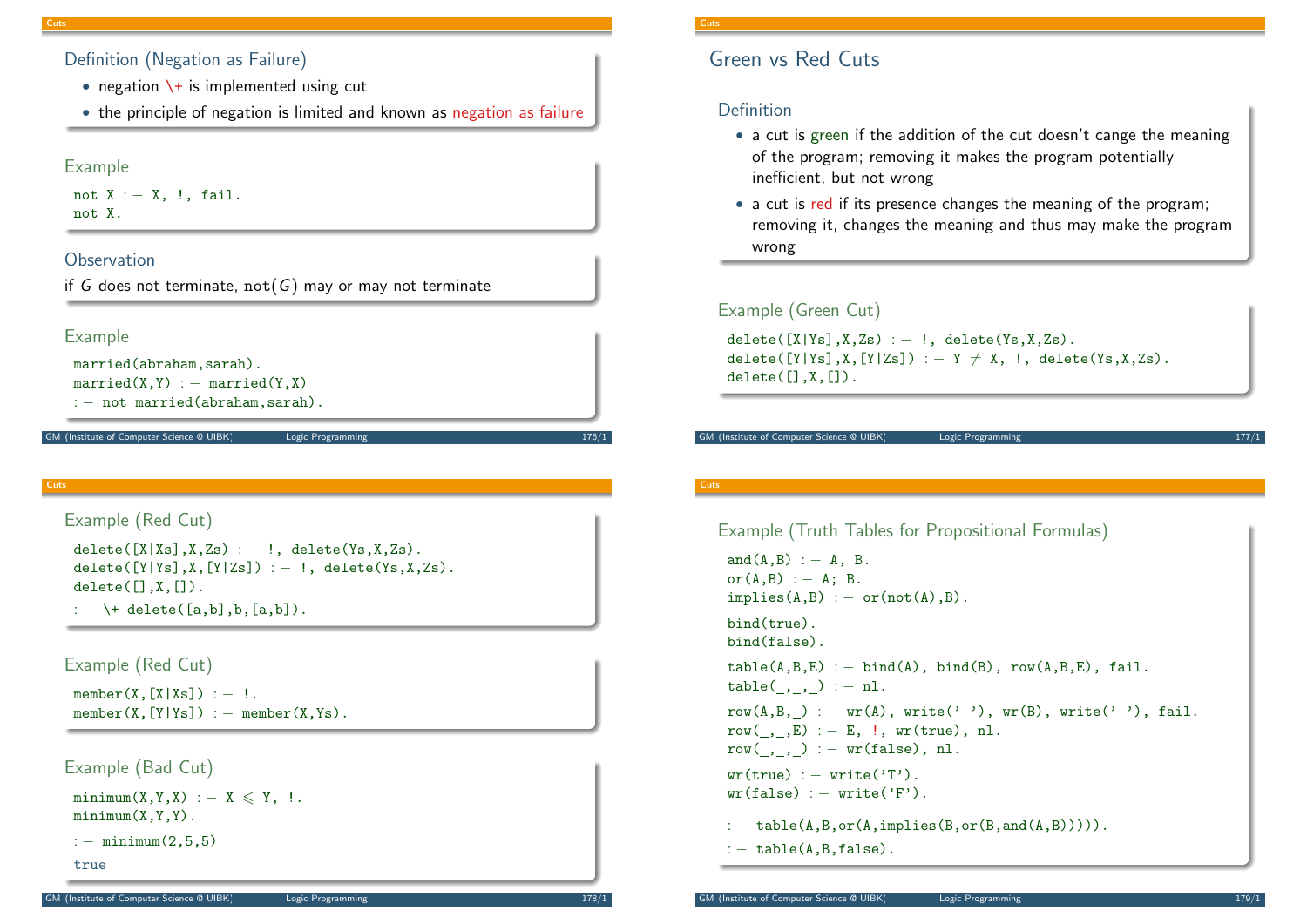### Definition (Negation as Failure)

- negation \+ is implemented using cut
- the principle of negation is limited and known as negation as failure

### Example

```
not X :- X, !, fail.
not X.
```

### Observation

if $G$ does not terminate, not($G$) may or may not terminate

### Example

```
married(abraham,sarah).
married(X,Y) :- married(Y,X)
:- not married(abraham,sarah).
```

## Green vs Red Cuts

### Definition

- a cut is green if the addition of the cut doesn't cange the meaning of the program; removing it makes the program potentially inefficient, but not wrong
- a cut is red if its presence changes the meaning of the program; removing it, changes the meaning and thus may make the program wrong

### Example (Green Cut)

```
delete([X|Ys],X,Zs) :- !, delete(Ys,X,Zs).
delete([Y|Ys],X,[Y|Zs]) :- Y ≠ X, !, delete(Ys,X,Zs).
delete([],X,[]).
```

### Example (Red Cut)

```
delete([X|Xs],X,Zs) :- !, delete(Ys,X,Zs).
delete([Y|Ys],X,[Y|Zs]) :- !, delete(Ys,X,Zs).
delete([],X,[]).
:- \+ delete([a,b],b,[a,b]).
```

### Example (Red Cut)

```
member(X,[X|Xs]) :- !.
member(X,[Y|Ys]) :- member(X,Ys).
```

### Example (Bad Cut)

```
minimum(X,Y,X) :- X ⩽ Y, !.
minimum(X,Y,Y).
:- minimum(2,5,5)
true
```

### Example (Truth Tables for Propositional Formulas)

```
and(A,B) :- A, B.
or(A,B) :- A; B.
implies(A,B) :- or(not(A),B).

bind(true).
bind(false).

table(A,B,E) :- bind(A), bind(B), row(A,B,E), fail.
table(_,_,_) :- nl.

row(A,B,_) :- wr(A), write(' '), wr(B), write(' '), fail.
row(_,_,E) :- E, !, wr(true), nl.
row(_,_,_) :- wr(false), nl.

wr(true) :- write('T').
wr(false) :- write('F').

:- table(A,B,or(A,implies(B,or(B,and(A,B))))).
:- table(A,B,false).
```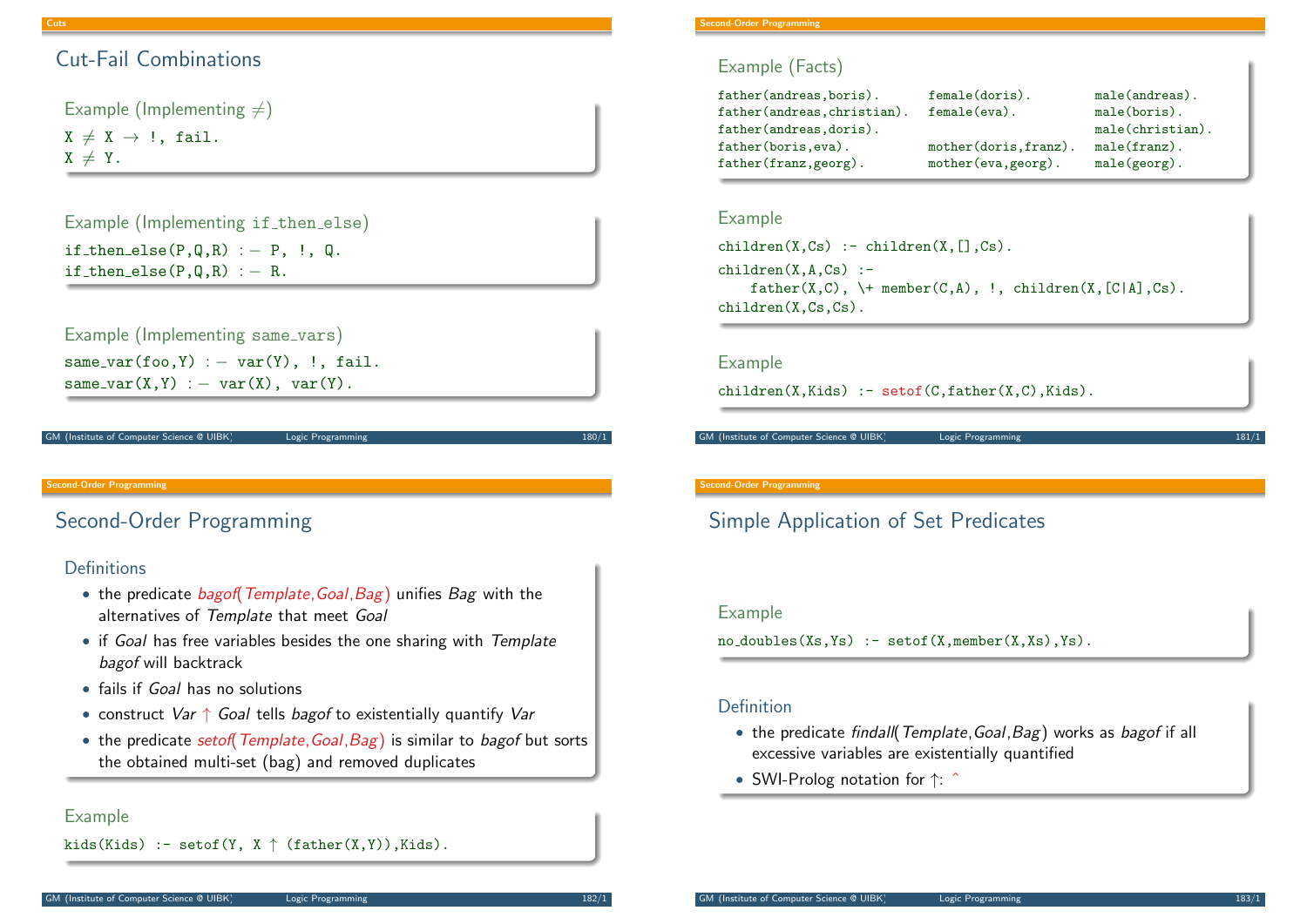## Cut-Fail Combinations

### Example (Implementing $\neq$)

```
X ≠ X → !, fail.
X ≠ Y.
```

### Example (Implementing if_then_else)

```
if_then_else(P,Q,R) :- P, !, Q.
if_then_else(P,Q,R) :- R.
```

### Example (Implementing same_vars)

```
same_var(foo,Y) :- var(Y), !, fail.
same_var(X,Y) :- var(X), var(Y).
```

### Example (Facts)

```
father(andreas,boris).       female(doris).          male(andreas).
father(andreas,christian).   female(eva).            male(boris).
father(andreas,doris).                               male(christian).
father(boris,eva).           mother(doris,franz).    male(franz).
father(franz,georg).         mother(eva,georg).      male(georg).
```

### Example

```
children(X,Cs) :- children(X,[],Cs).
children(X,A,Cs) :-
    father(X,C), \+ member(C,A), !, children(X,[C|A],Cs).
children(X,Cs,Cs).
```

### Example

```
children(X,Kids) :- setof(C,father(X,C),Kids).
```

## Second-Order Programming

### Definitions

- the predicate *bagof(Template,Goal,Bag)* unifies *Bag* with the alternatives of *Template* that meet *Goal*
- if *Goal* has free variables besides the one sharing with *Template* *bagof* will backtrack
- fails if *Goal* has no solutions
- construct *Var* $\uparrow$ *Goal* tells *bagof* to existentially quantify *Var*
- the predicate *setof(Template,Goal,Bag)* is similar to *bagof* but sorts the obtained multi-set (bag) and removed duplicates

### Example

```
kids(Kids) :- setof(Y, X ↑ (father(X,Y)),Kids).
```

## Simple Application of Set Predicates

### Example

```
no_doubles(Xs,Ys) :- setof(X,member(X,Xs),Ys).
```

### Definition

- the predicate *findall(Template,Goal,Bag)* works as *bagof* if all excessive variables are existentially quantified
- SWI-Prolog notation for $\uparrow$: ^